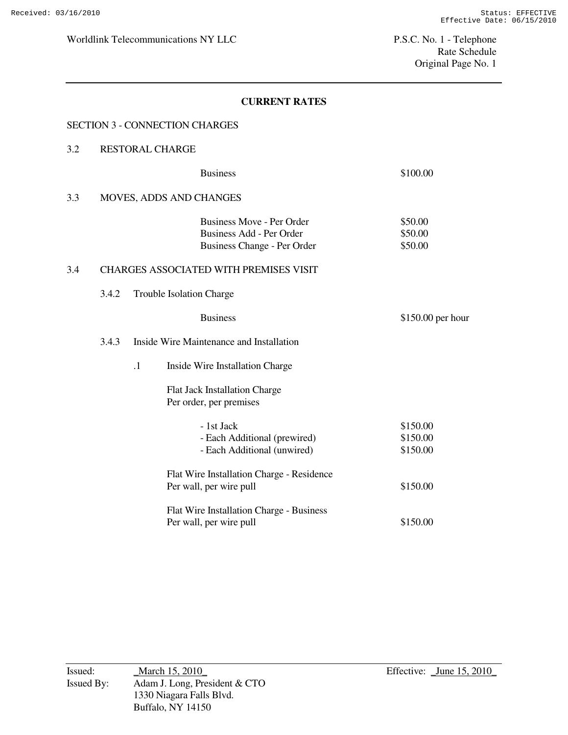Worldlink Telecommunications NY LLC

P.S.C. No. 1 - Telephone
Rate Schedule
Original Page No. 1

## CURRENT RATES

SECTION 3 - CONNECTION CHARGES

3.2 RESTORAL CHARGE

| | |
|---|---|
| Business | $100.00 |

3.3 MOVES, ADDS AND CHANGES

| | |
|---|---|
| Business Move - Per Order | $50.00 |
| Business Add - Per Order | $50.00 |
| Business Change - Per Order | $50.00 |

3.4 CHARGES ASSOCIATED WITH PREMISES VISIT

3.4.2 Trouble Isolation Charge

| | |
|---|---|
| Business | $150.00 per hour |

3.4.3 Inside Wire Maintenance and Installation

.1 Inside Wire Installation Charge

Flat Jack Installation Charge
Per order, per premises

| | |
|---|---|
| - 1st Jack | $150.00 |
| - Each Additional (prewired) | $150.00 |
| - Each Additional (unwired) | $150.00 |

| | |
|---|---|
| Flat Wire Installation Charge - Residence<br>Per wall, per wire pull | $150.00 |
| Flat Wire Installation Charge - Business<br>Per wall, per wire pull | $150.00 |

Issued: _March 15, 2010_
Issued By: Adam J. Long, President & CTO
1330 Niagara Falls Blvd.
Buffalo, NY 14150

Effective: _June 15, 2010_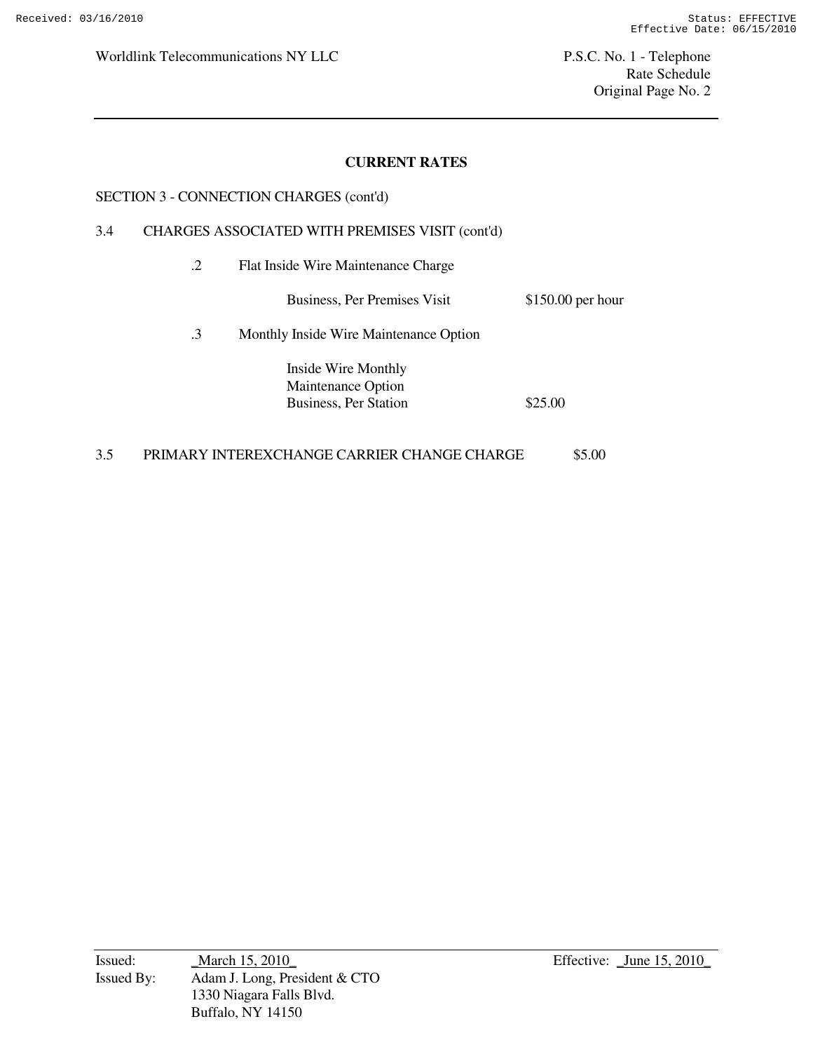## CURRENT RATES

SECTION 3 - CONNECTION CHARGES (cont'd)

3.4 CHARGES ASSOCIATED WITH PREMISES VISIT (cont'd)

.2 Flat Inside Wire Maintenance Charge

| | |
|---|---|
| Business, Per Premises Visit | $150.00 per hour |

.3 Monthly Inside Wire Maintenance Option

| | |
|---|---|
| Inside Wire Monthly Maintenance Option Business, Per Station | $25.00 |

3.5 PRIMARY INTEREXCHANGE CARRIER CHANGE CHARGE $5.00

Issued: _March 15, 2010_

Issued By: Adam J. Long, President & CTO
1330 Niagara Falls Blvd.
Buffalo, NY 14150

Effective: _June 15, 2010_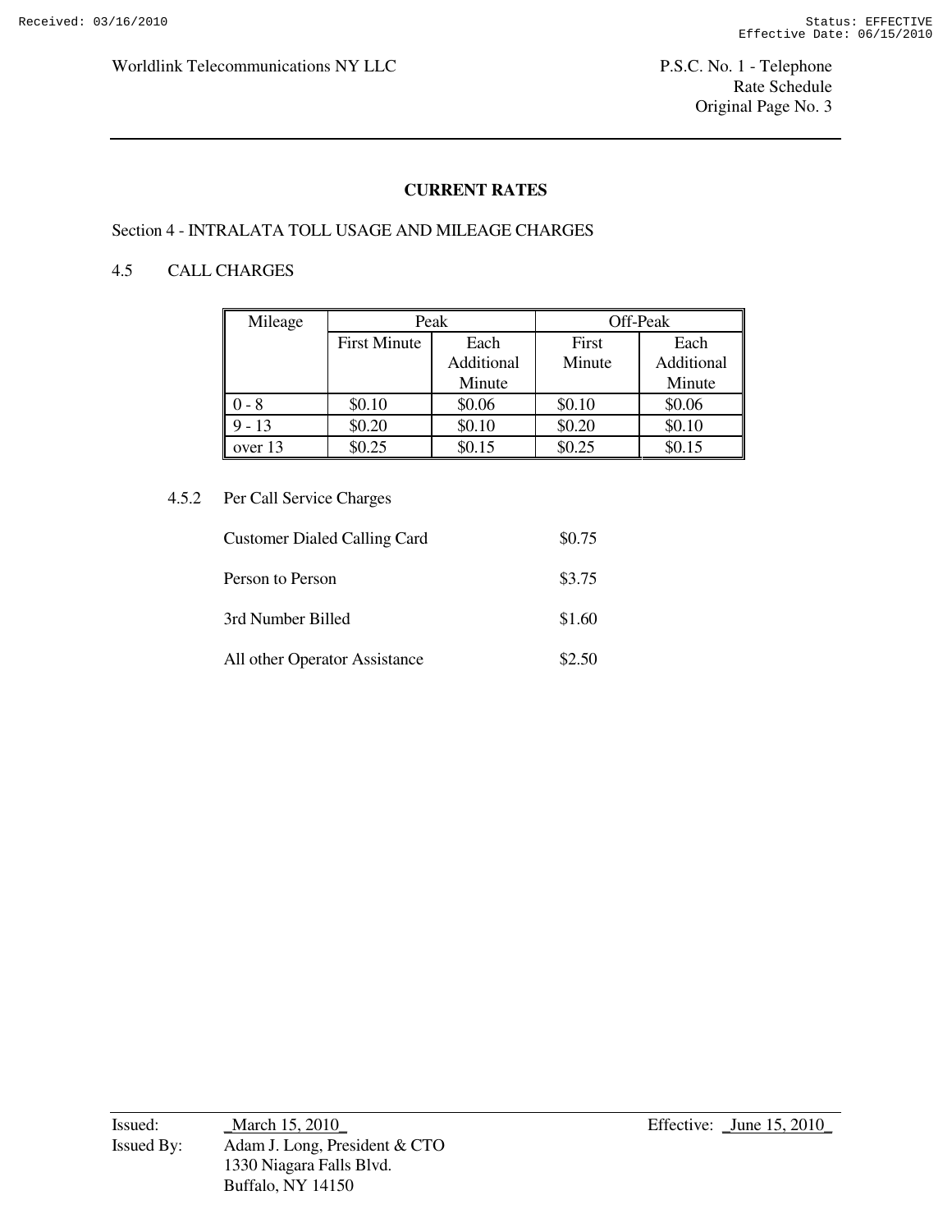## CURRENT RATES

Section 4 - INTRALATA TOLL USAGE AND MILEAGE CHARGES

4.5 CALL CHARGES

| Mileage | Peak | | Off-Peak | |
|---|---|---|---|---|
| | First Minute | Each Additional Minute | First Minute | Each Additional Minute |
| 0 - 8 | $0.10 | $0.06 | $0.10 | $0.06 |
| 9 - 13 | $0.20 | $0.10 | $0.20 | $0.10 |
| over 13 | $0.25 | $0.15 | $0.25 | $0.15 |

4.5.2 Per Call Service Charges

| | |
|---|---|
| Customer Dialed Calling Card | $0.75 |
| Person to Person | $3.75 |
| 3rd Number Billed | $1.60 |
| All other Operator Assistance | $2.50 |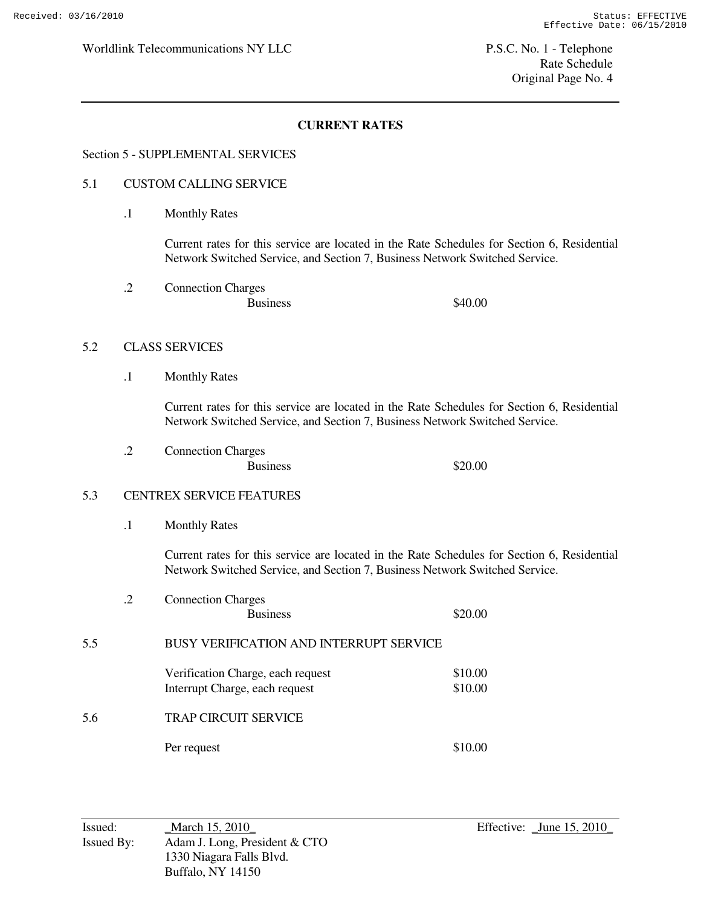## CURRENT RATES

Section 5 - SUPPLEMENTAL SERVICES

### 5.1 CUSTOM CALLING SERVICE

.1 Monthly Rates

Current rates for this service are located in the Rate Schedules for Section 6, Residential Network Switched Service, and Section 7, Business Network Switched Service.

.2 Connection Charges

| | |
|---|---|
| Business | $40.00 |

### 5.2 CLASS SERVICES

.1 Monthly Rates

Current rates for this service are located in the Rate Schedules for Section 6, Residential Network Switched Service, and Section 7, Business Network Switched Service.

.2 Connection Charges

| | |
|---|---|
| Business | $20.00 |

### 5.3 CENTREX SERVICE FEATURES

.1 Monthly Rates

Current rates for this service are located in the Rate Schedules for Section 6, Residential Network Switched Service, and Section 7, Business Network Switched Service.

.2 Connection Charges

| | |
|---|---|
| Business | $20.00 |

### 5.5 BUSY VERIFICATION AND INTERRUPT SERVICE

| | |
|---|---|
| Verification Charge, each request | $10.00 |
| Interrupt Charge, each request | $10.00 |

### 5.6 TRAP CIRCUIT SERVICE

| | |
|---|---|
| Per request | $10.00 |

Issued: March 15, 2010
Issued By: Adam J. Long, President & CTO
1330 Niagara Falls Blvd.
Buffalo, NY 14150

Effective: June 15, 2010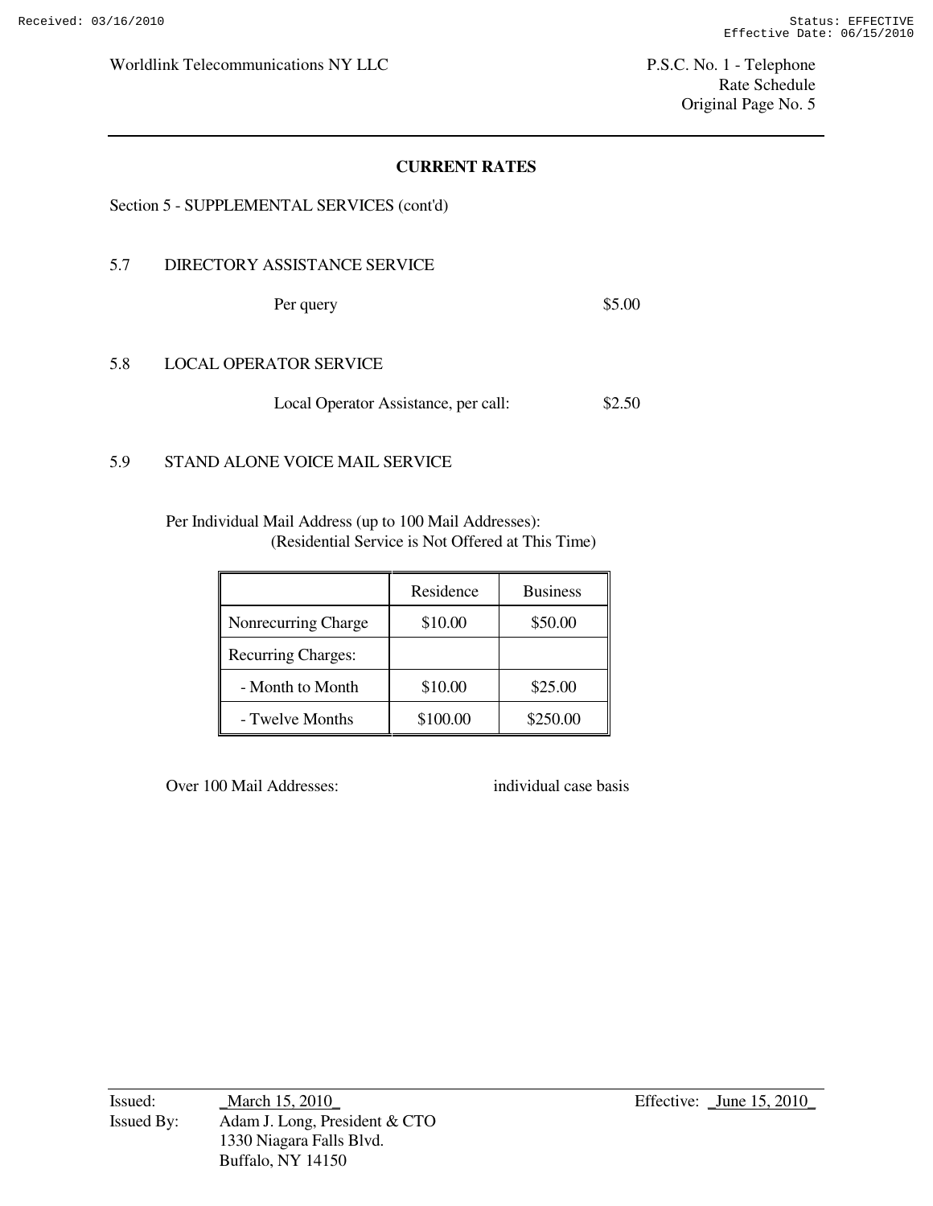## CURRENT RATES

Section 5 - SUPPLEMENTAL SERVICES (cont'd)

### 5.7 DIRECTORY ASSISTANCE SERVICE

Per query $5.00

### 5.8 LOCAL OPERATOR SERVICE

Local Operator Assistance, per call: $2.50

### 5.9 STAND ALONE VOICE MAIL SERVICE

Per Individual Mail Address (up to 100 Mail Addresses):
(Residential Service is Not Offered at This Time)

| | Residence | Business |
|---|---|---|
| Nonrecurring Charge | $10.00 | $50.00 |
| Recurring Charges: | | |
| - Month to Month | $10.00 | $25.00 |
| - Twelve Months | $100.00 | $250.00 |

Over 100 Mail Addresses: individual case basis

Issued: _March 15, 2010_
Issued By: Adam J. Long, President & CTO
1330 Niagara Falls Blvd.
Buffalo, NY 14150

Effective: _June 15, 2010_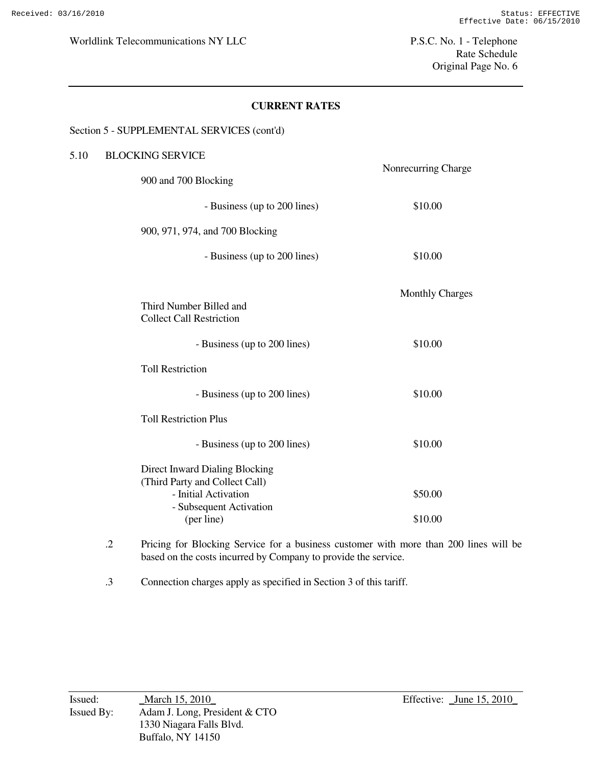**CURRENT RATES**

Section 5 - SUPPLEMENTAL SERVICES (cont'd)

5.10 BLOCKING SERVICE

| | Nonrecurring Charge |
|---|---|
| 900 and 700 Blocking | |
| - Business (up to 200 lines) | $10.00 |
| 900, 971, 974, and 700 Blocking | |
| - Business (up to 200 lines) | $10.00 |

| | Monthly Charges |
|---|---|
| Third Number Billed and Collect Call Restriction | |
| - Business (up to 200 lines) | $10.00 |
| Toll Restriction | |
| - Business (up to 200 lines) | $10.00 |
| Toll Restriction Plus | |
| - Business (up to 200 lines) | $10.00 |
| Direct Inward Dialing Blocking (Third Party and Collect Call) | |
| - Initial Activation | $50.00 |
| - Subsequent Activation (per line) | $10.00 |

.2 Pricing for Blocking Service for a business customer with more than 200 lines will be based on the costs incurred by Company to provide the service.

.3 Connection charges apply as specified in Section 3 of this tariff.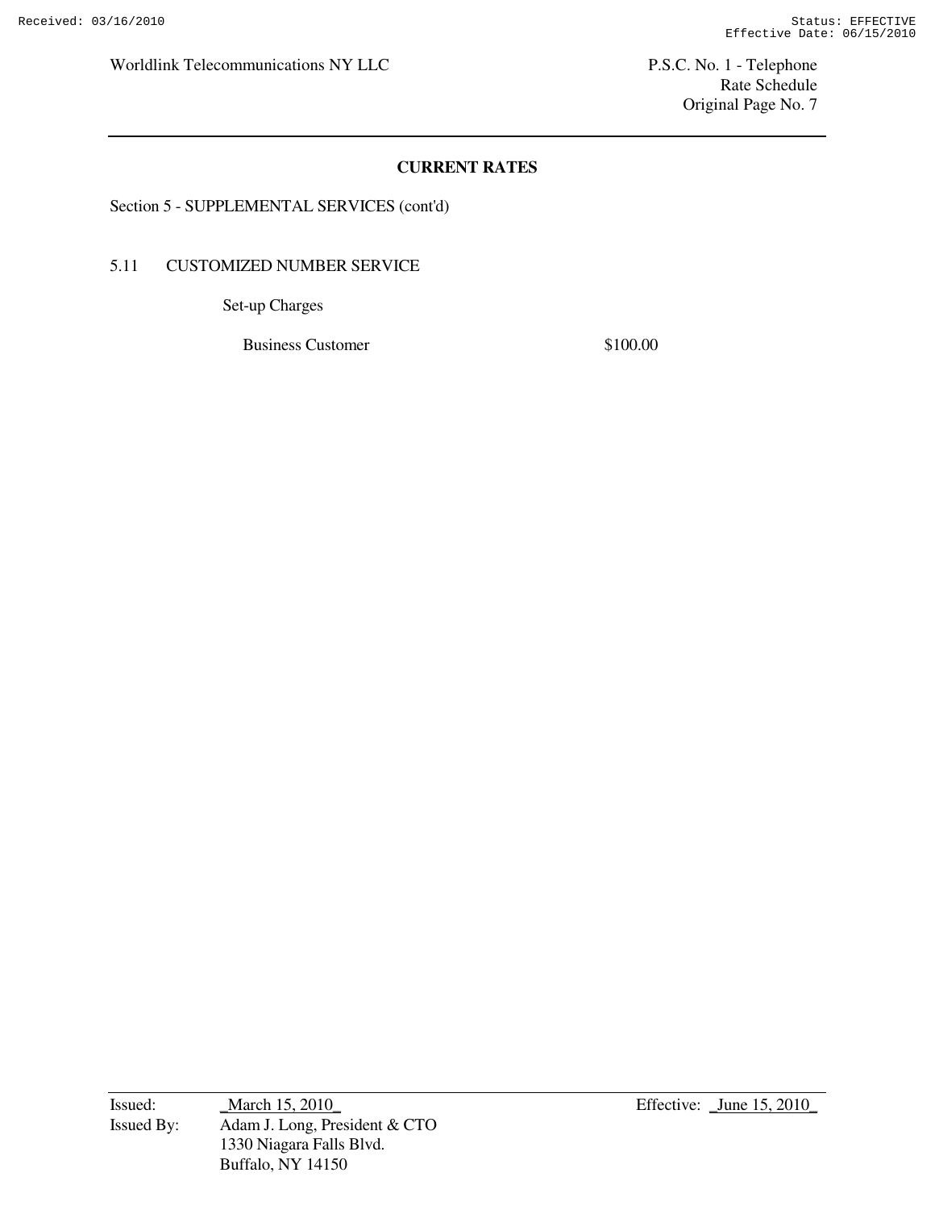## CURRENT RATES

Section 5 - SUPPLEMENTAL SERVICES (cont'd)

5.11 CUSTOMIZED NUMBER SERVICE

Set-up Charges

| | |
|---|---|
| Business Customer | $100.00 |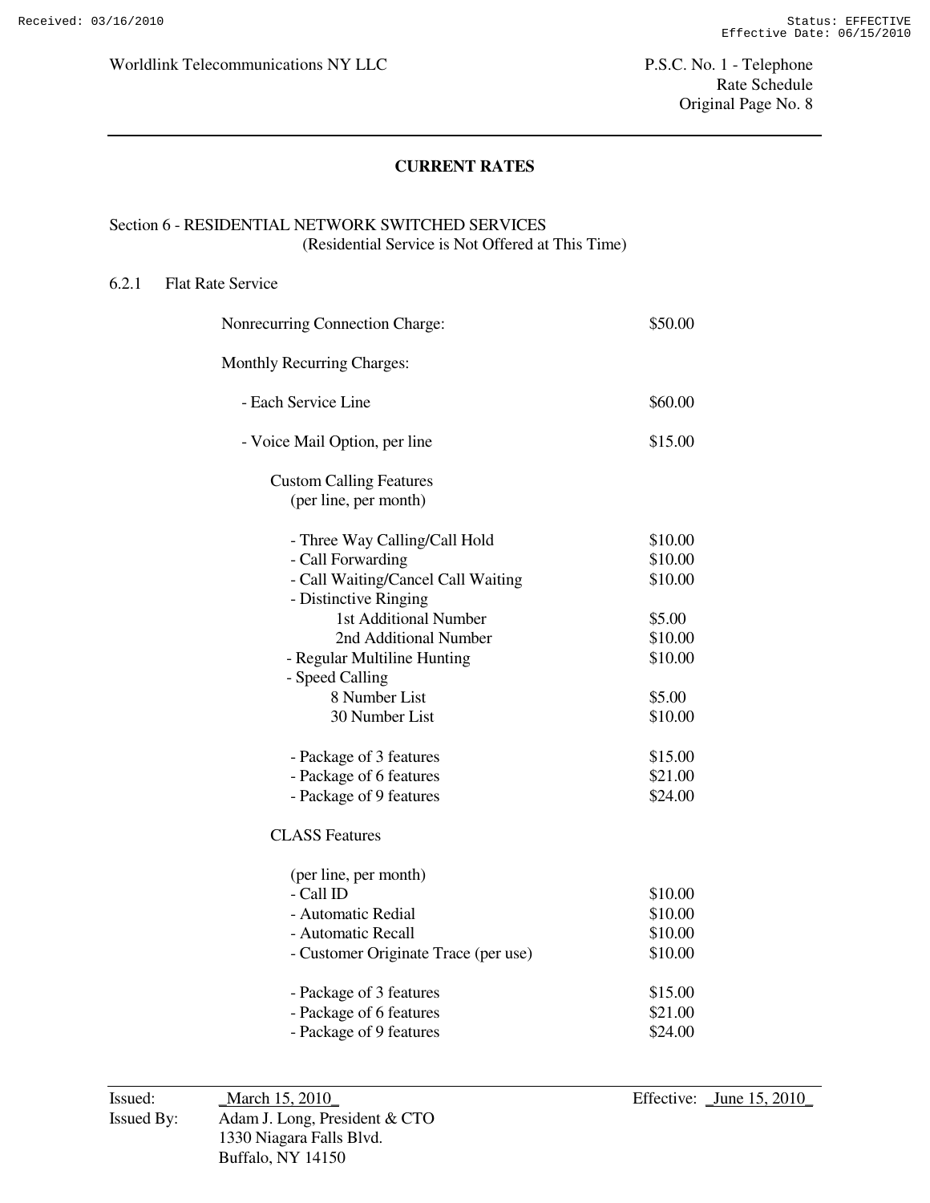## CURRENT RATES

### Section 6 - RESIDENTIAL NETWORK SWITCHED SERVICES

(Residential Service is Not Offered at This Time)

#### 6.2.1 Flat Rate Service

| | |
|---|---|
| Nonrecurring Connection Charge: | $50.00 |
| Monthly Recurring Charges: | |
| - Each Service Line | $60.00 |
| - Voice Mail Option, per line | $15.00 |
| Custom Calling Features (per line, per month) | |
| - Three Way Calling/Call Hold | $10.00 |
| - Call Forwarding | $10.00 |
| - Call Waiting/Cancel Call Waiting | $10.00 |
| - Distinctive Ringing | |
| 1st Additional Number | $5.00 |
| 2nd Additional Number | $10.00 |
| - Regular Multiline Hunting | $10.00 |
| - Speed Calling | |
| 8 Number List | $5.00 |
| 30 Number List | $10.00 |
| - Package of 3 features | $15.00 |
| - Package of 6 features | $21.00 |
| - Package of 9 features | $24.00 |
| CLASS Features | |
| (per line, per month) | |
| - Call ID | $10.00 |
| - Automatic Redial | $10.00 |
| - Automatic Recall | $10.00 |
| - Customer Originate Trace (per use) | $10.00 |
| - Package of 3 features | $15.00 |
| - Package of 6 features | $21.00 |
| - Package of 9 features | $24.00 |

Issued: _March 15, 2010_

Effective: _June 15, 2010_

Issued By: Adam J. Long, President & CTO
1330 Niagara Falls Blvd.
Buffalo, NY 14150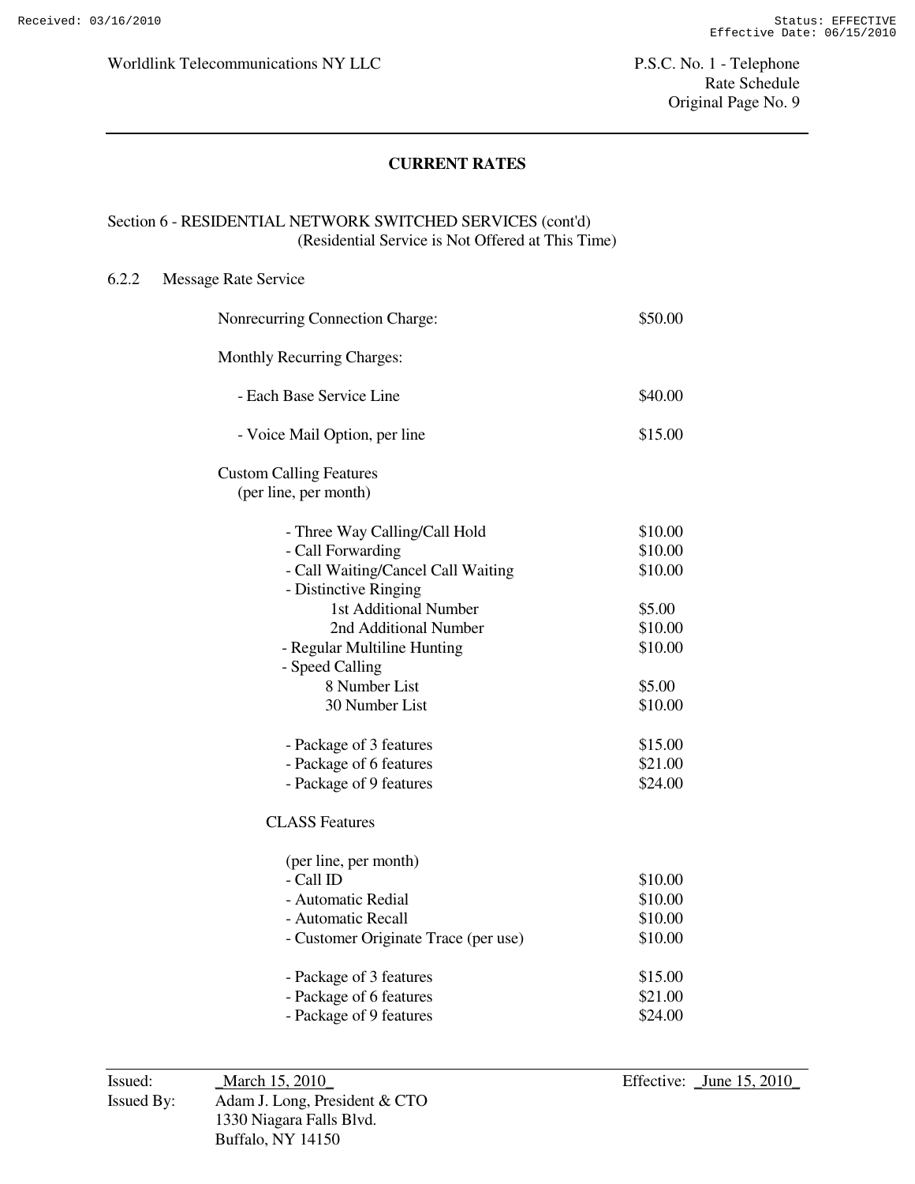## CURRENT RATES

Section 6 - RESIDENTIAL NETWORK SWITCHED SERVICES (cont'd)
(Residential Service is Not Offered at This Time)

### 6.2.2 Message Rate Service

| | |
|---|---|
| Nonrecurring Connection Charge: | $50.00 |
| Monthly Recurring Charges: | |
| - Each Base Service Line | $40.00 |
| - Voice Mail Option, per line | $15.00 |
| Custom Calling Features (per line, per month) | |
| - Three Way Calling/Call Hold | $10.00 |
| - Call Forwarding | $10.00 |
| - Call Waiting/Cancel Call Waiting | $10.00 |
| - Distinctive Ringing | |
| 1st Additional Number | $5.00 |
| 2nd Additional Number | $10.00 |
| - Regular Multiline Hunting | $10.00 |
| - Speed Calling | |
| 8 Number List | $5.00 |
| 30 Number List | $10.00 |
| - Package of 3 features | $15.00 |
| - Package of 6 features | $21.00 |
| - Package of 9 features | $24.00 |
| CLASS Features (per line, per month) | |
| - Call ID | $10.00 |
| - Automatic Redial | $10.00 |
| - Automatic Recall | $10.00 |
| - Customer Originate Trace (per use) | $10.00 |
| - Package of 3 features | $15.00 |
| - Package of 6 features | $21.00 |
| - Package of 9 features | $24.00 |

Issued: March 15, 2010
Effective: June 15, 2010
Issued By: Adam J. Long, President & CTO
1330 Niagara Falls Blvd.
Buffalo, NY 14150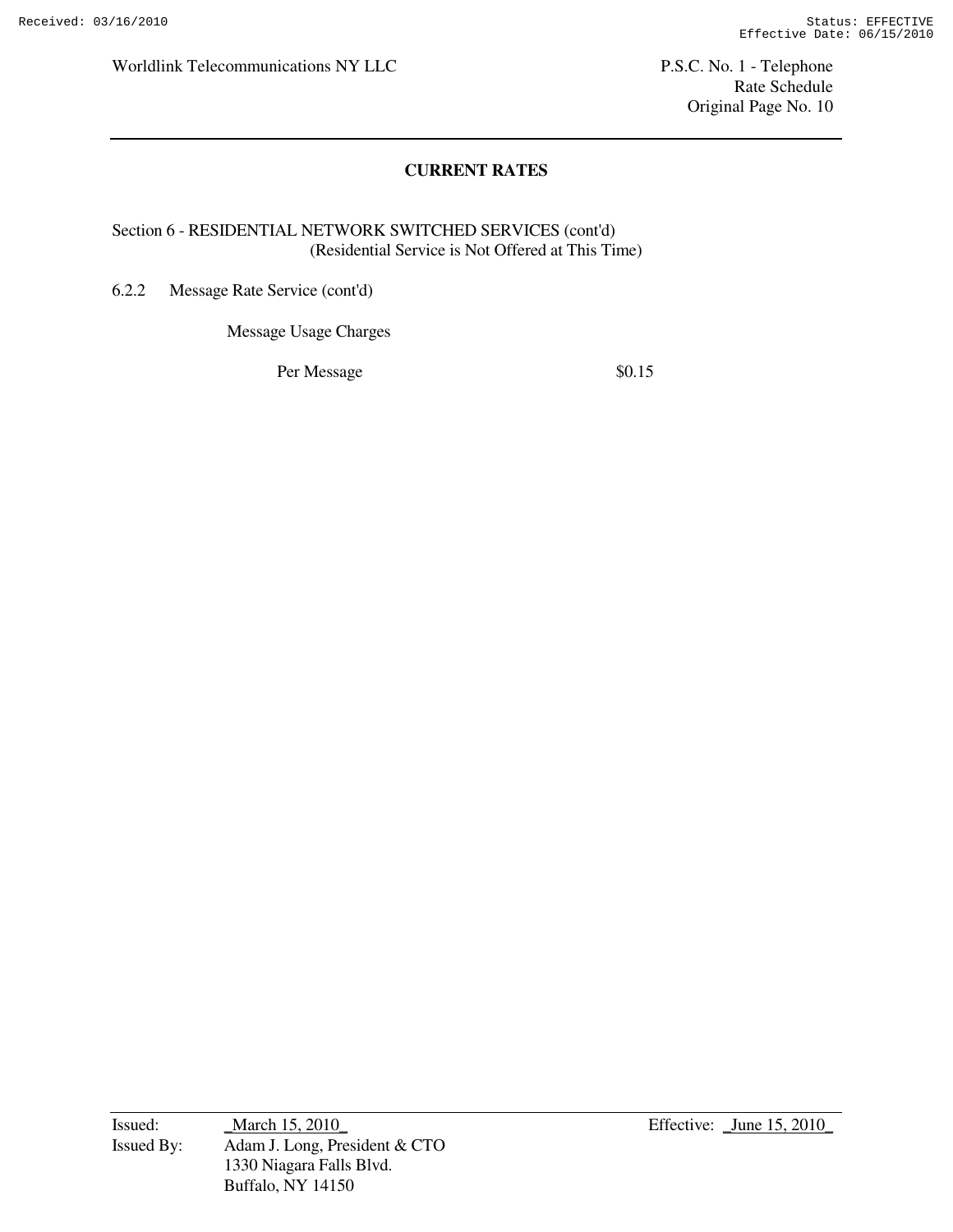## CURRENT RATES

Section 6 - RESIDENTIAL NETWORK SWITCHED SERVICES (cont'd)
(Residential Service is Not Offered at This Time)

6.2.2 Message Rate Service (cont'd)

Message Usage Charges

| | |
|---|---|
| Per Message | $0.15 |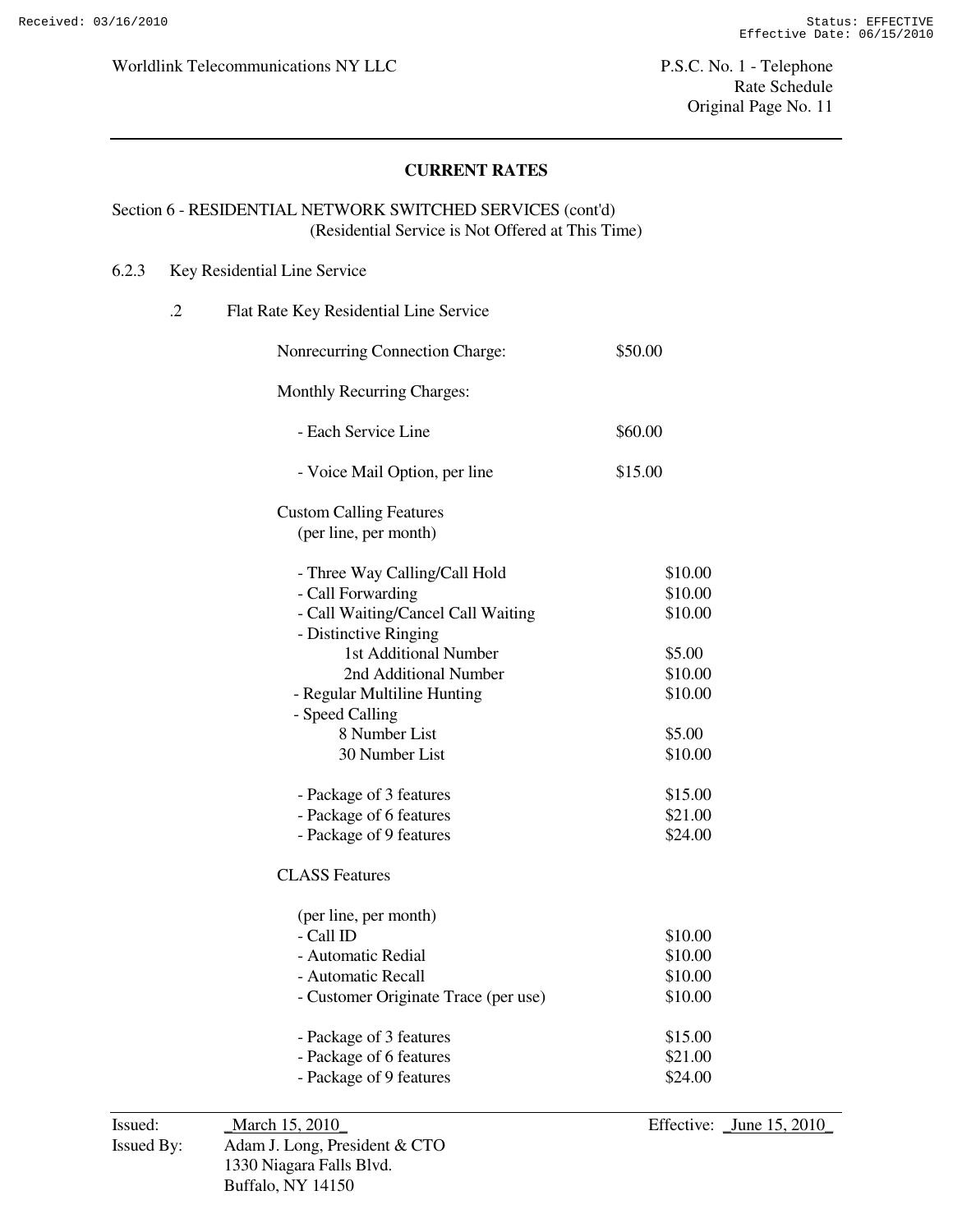## CURRENT RATES

Section 6 - RESIDENTIAL NETWORK SWITCHED SERVICES (cont'd)
(Residential Service is Not Offered at This Time)

6.2.3 Key Residential Line Service

.2 Flat Rate Key Residential Line Service

| | |
|---|---|
| Nonrecurring Connection Charge: | $50.00 |
| Monthly Recurring Charges: | |
| - Each Service Line | $60.00 |
| - Voice Mail Option, per line | $15.00 |

Custom Calling Features
(per line, per month)

| | |
|---|---|
| - Three Way Calling/Call Hold | $10.00 |
| - Call Forwarding | $10.00 |
| - Call Waiting/Cancel Call Waiting | $10.00 |
| - Distinctive Ringing | |
| 1st Additional Number | $5.00 |
| 2nd Additional Number | $10.00 |
| - Regular Multiline Hunting | $10.00 |
| - Speed Calling | |
| 8 Number List | $5.00 |
| 30 Number List | $10.00 |
| - Package of 3 features | $15.00 |
| - Package of 6 features | $21.00 |
| - Package of 9 features | $24.00 |

CLASS Features

(per line, per month)

| | |
|---|---|
| - Call ID | $10.00 |
| - Automatic Redial | $10.00 |
| - Automatic Recall | $10.00 |
| - Customer Originate Trace (per use) | $10.00 |
| - Package of 3 features | $15.00 |
| - Package of 6 features | $21.00 |
| - Package of 9 features | $24.00 |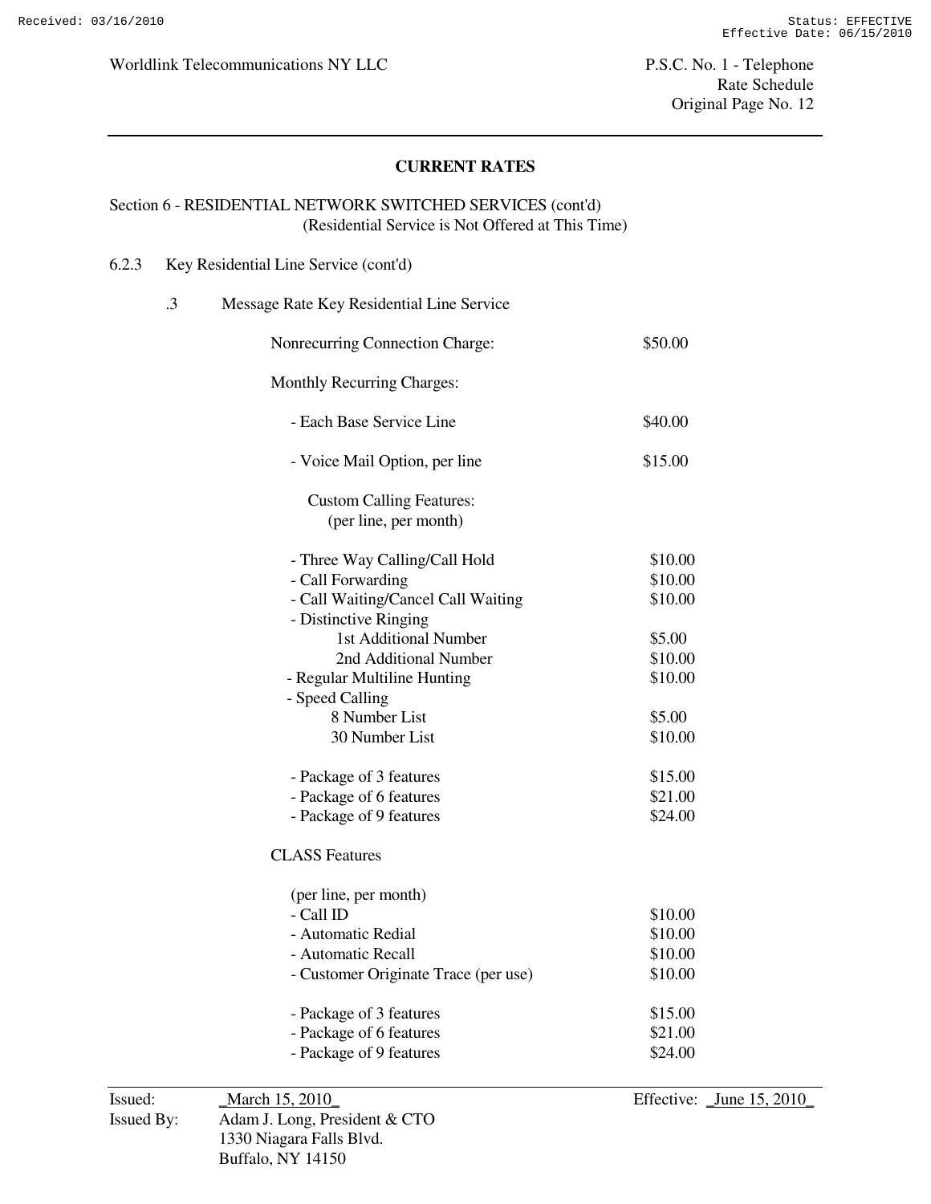## CURRENT RATES

Section 6 - RESIDENTIAL NETWORK SWITCHED SERVICES (cont'd)
(Residential Service is Not Offered at This Time)

6.2.3 Key Residential Line Service (cont'd)

.3 Message Rate Key Residential Line Service

| | |
|---|---|
| Nonrecurring Connection Charge: | $50.00 |
| **Monthly Recurring Charges:** | |
| - Each Base Service Line | $40.00 |
| - Voice Mail Option, per line | $15.00 |
| **Custom Calling Features:** (per line, per month) | |
| - Three Way Calling/Call Hold | $10.00 |
| - Call Forwarding | $10.00 |
| - Call Waiting/Cancel Call Waiting | $10.00 |
| - Distinctive Ringing | |
| 1st Additional Number | $5.00 |
| 2nd Additional Number | $10.00 |
| - Regular Multiline Hunting | $10.00 |
| - Speed Calling | |
| 8 Number List | $5.00 |
| 30 Number List | $10.00 |
| - Package of 3 features | $15.00 |
| - Package of 6 features | $21.00 |
| - Package of 9 features | $24.00 |
| **CLASS Features** (per line, per month) | |
| - Call ID | $10.00 |
| - Automatic Redial | $10.00 |
| - Automatic Recall | $10.00 |
| - Customer Originate Trace (per use) | $10.00 |
| - Package of 3 features | $15.00 |
| - Package of 6 features | $21.00 |
| - Package of 9 features | $24.00 |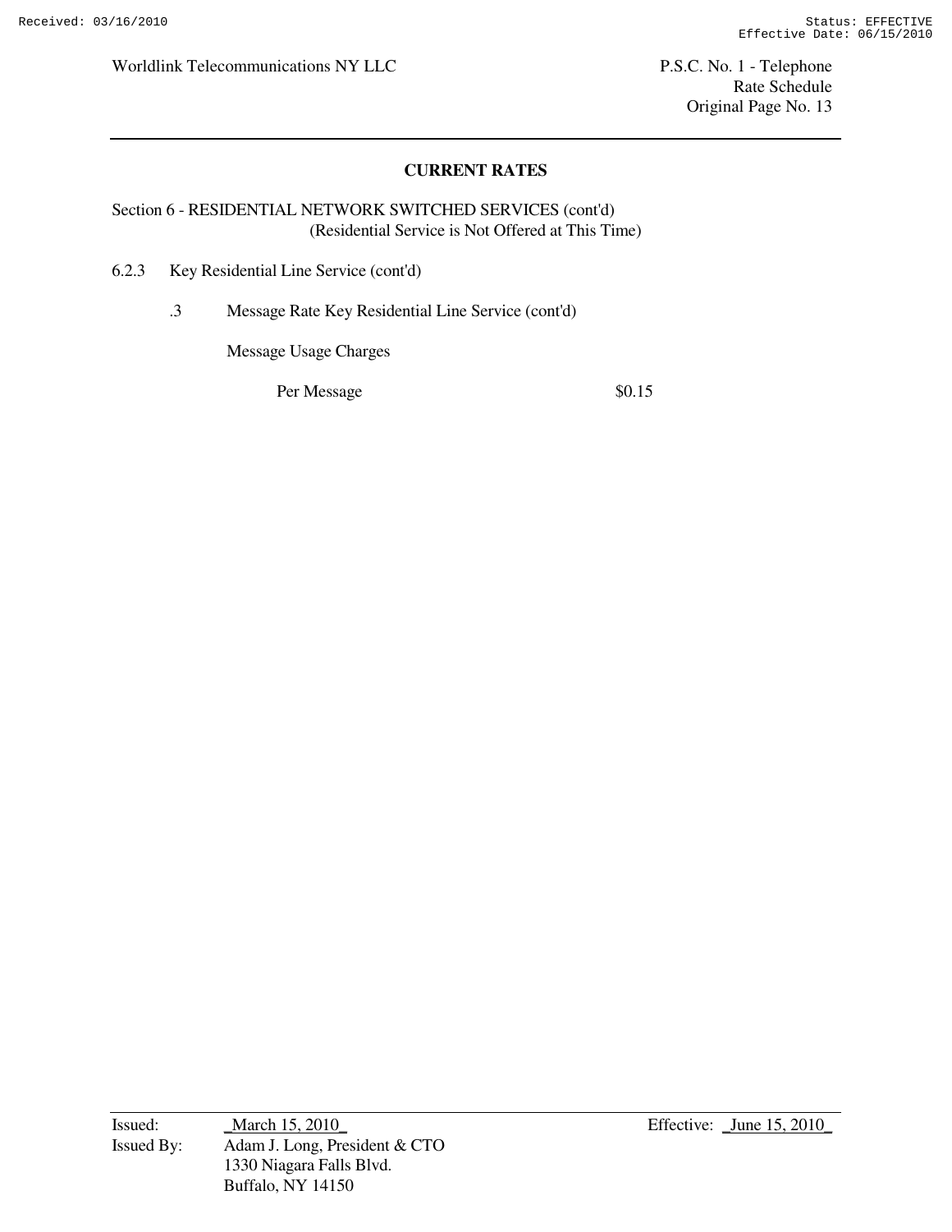## CURRENT RATES

Section 6 - RESIDENTIAL NETWORK SWITCHED SERVICES (cont'd)
(Residential Service is Not Offered at This Time)

6.2.3 Key Residential Line Service (cont'd)

.3 Message Rate Key Residential Line Service (cont'd)

Message Usage Charges

| | |
|---|---|
| Per Message | $0.15 |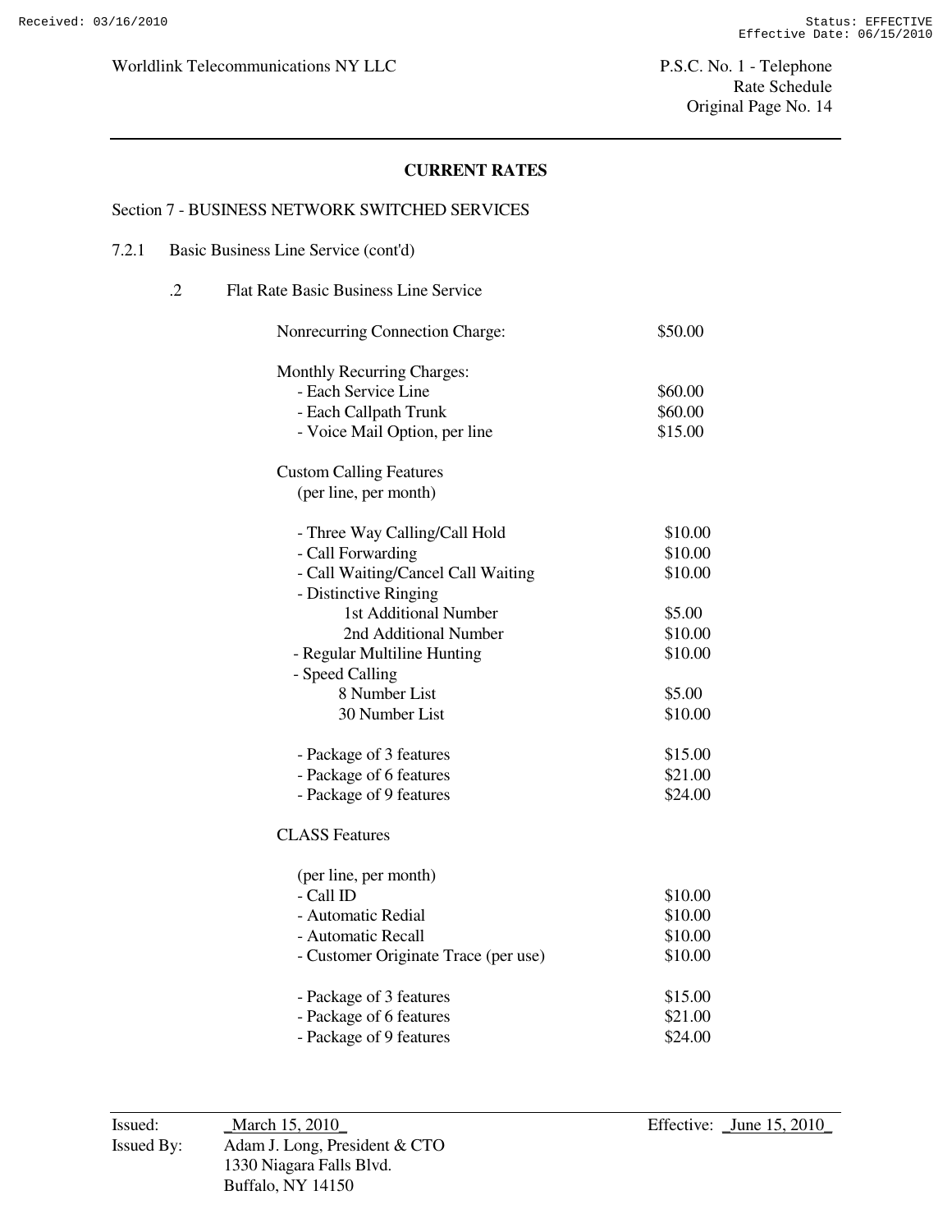**CURRENT RATES**

Section 7 - BUSINESS NETWORK SWITCHED SERVICES

7.2.1 Basic Business Line Service (cont'd)

.2 Flat Rate Basic Business Line Service

| | |
|---|---|
| Nonrecurring Connection Charge: | $50.00 |
| **Monthly Recurring Charges:** | |
| - Each Service Line | $60.00 |
| - Each Callpath Trunk | $60.00 |
| - Voice Mail Option, per line | $15.00 |
| **Custom Calling Features** (per line, per month) | |
| - Three Way Calling/Call Hold | $10.00 |
| - Call Forwarding | $10.00 |
| - Call Waiting/Cancel Call Waiting | $10.00 |
| - Distinctive Ringing | |
| 1st Additional Number | $5.00 |
| 2nd Additional Number | $10.00 |
| - Regular Multiline Hunting | $10.00 |
| - Speed Calling | |
| 8 Number List | $5.00 |
| 30 Number List | $10.00 |
| - Package of 3 features | $15.00 |
| - Package of 6 features | $21.00 |
| - Package of 9 features | $24.00 |
| **CLASS Features** (per line, per month) | |
| - Call ID | $10.00 |
| - Automatic Redial | $10.00 |
| - Automatic Recall | $10.00 |
| - Customer Originate Trace (per use) | $10.00 |
| - Package of 3 features | $15.00 |
| - Package of 6 features | $21.00 |
| - Package of 9 features | $24.00 |

Issued: _March 15, 2010_
Issued By: Adam J. Long, President & CTO
1330 Niagara Falls Blvd.
Buffalo, NY 14150

Effective: _June 15, 2010_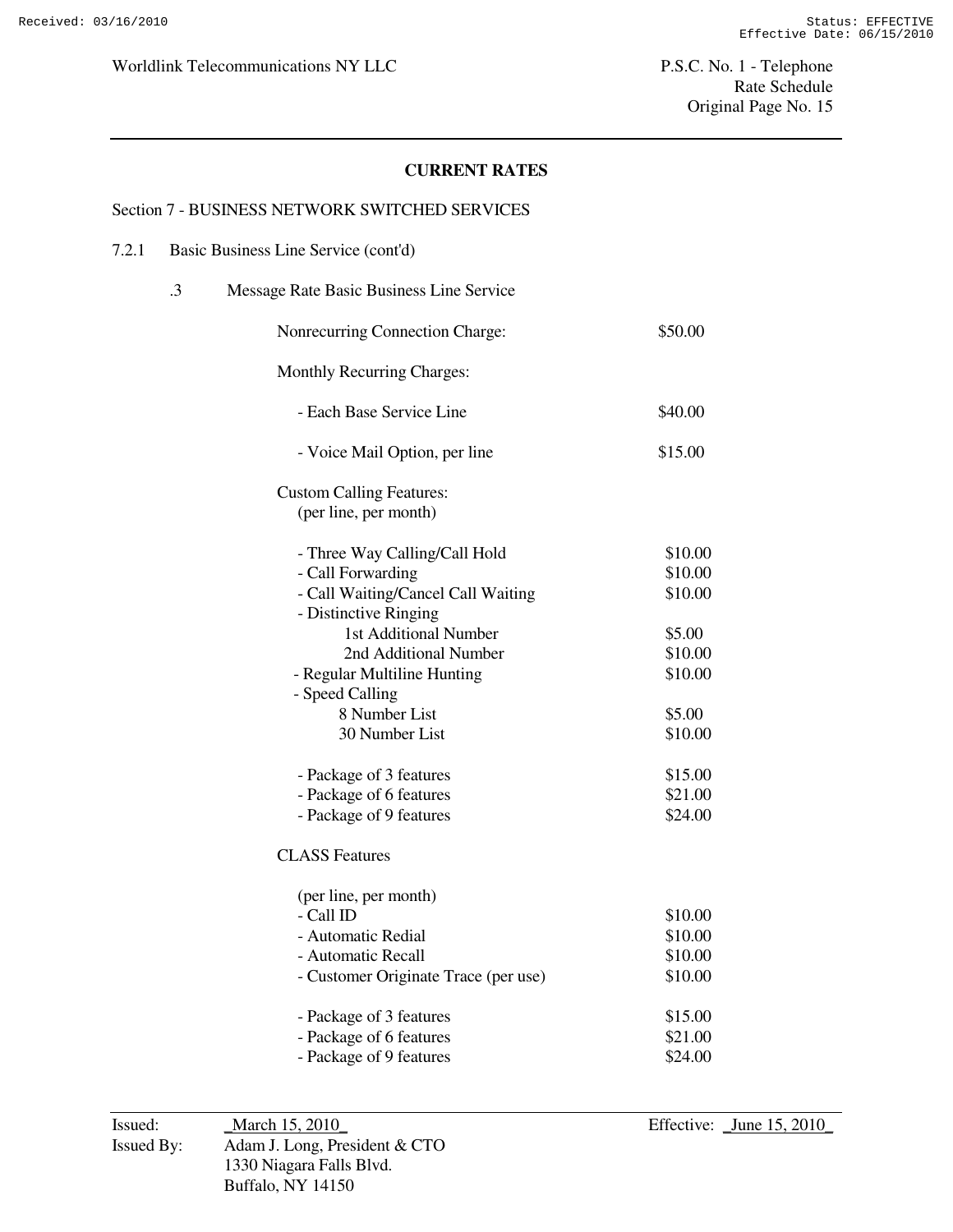## CURRENT RATES

Section 7 - BUSINESS NETWORK SWITCHED SERVICES

7.2.1 Basic Business Line Service (cont'd)

.3 Message Rate Basic Business Line Service

| | |
|---|---|
| Nonrecurring Connection Charge: | $50.00 |
| Monthly Recurring Charges: | |
| - Each Base Service Line | $40.00 |
| - Voice Mail Option, per line | $15.00 |
| Custom Calling Features: (per line, per month) | |
| - Three Way Calling/Call Hold | $10.00 |
| - Call Forwarding | $10.00 |
| - Call Waiting/Cancel Call Waiting | $10.00 |
| - Distinctive Ringing | |
| 1st Additional Number | $5.00 |
| 2nd Additional Number | $10.00 |
| - Regular Multiline Hunting | $10.00 |
| - Speed Calling | |
| 8 Number List | $5.00 |
| 30 Number List | $10.00 |
| - Package of 3 features | $15.00 |
| - Package of 6 features | $21.00 |
| - Package of 9 features | $24.00 |
| CLASS Features | |
| (per line, per month) | |
| - Call ID | $10.00 |
| - Automatic Redial | $10.00 |
| - Automatic Recall | $10.00 |
| - Customer Originate Trace (per use) | $10.00 |
| - Package of 3 features | $15.00 |
| - Package of 6 features | $21.00 |
| - Package of 9 features | $24.00 |

Issued: _March 15, 2010_ Effective: _June 15, 2010_

Issued By: Adam J. Long, President & CTO
1330 Niagara Falls Blvd.
Buffalo, NY 14150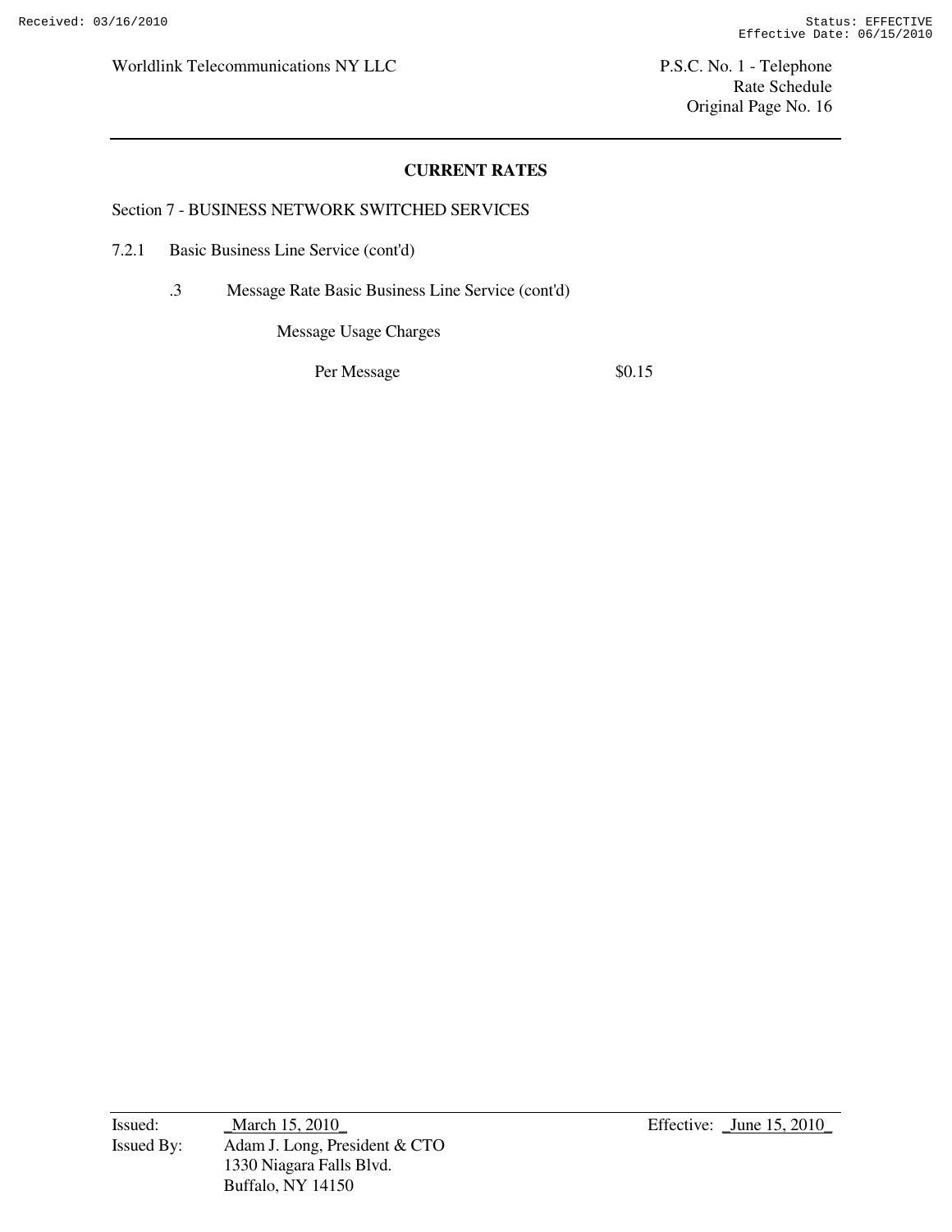## CURRENT RATES

Section 7 - BUSINESS NETWORK SWITCHED SERVICES

7.2.1 Basic Business Line Service (cont'd)

.3 Message Rate Basic Business Line Service (cont'd)

Message Usage Charges

| | |
|---|---|
| Per Message | $0.15 |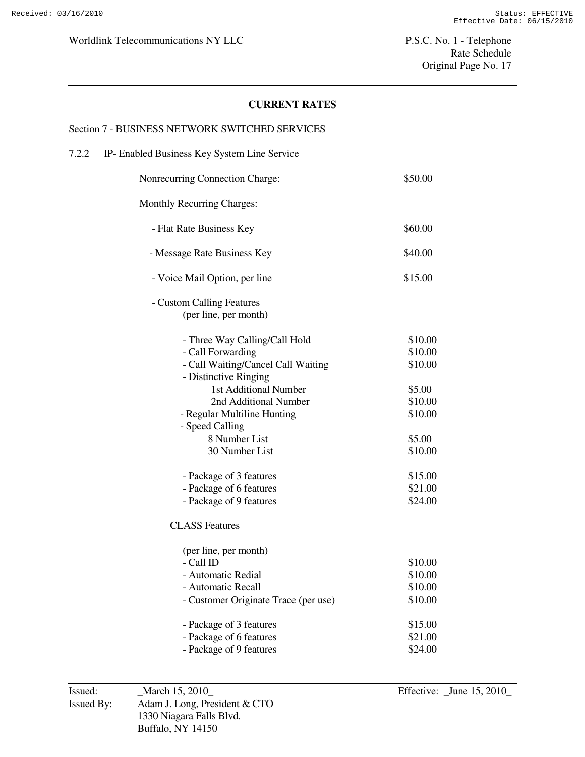## CURRENT RATES

Section 7 - BUSINESS NETWORK SWITCHED SERVICES

7.2.2 IP- Enabled Business Key System Line Service

| | |
|---|---|
| Nonrecurring Connection Charge: | $50.00 |
| Monthly Recurring Charges: | |
| - Flat Rate Business Key | $60.00 |
| - Message Rate Business Key | $40.00 |
| - Voice Mail Option, per line | $15.00 |
| - Custom Calling Features (per line, per month) | |
| - Three Way Calling/Call Hold | $10.00 |
| - Call Forwarding | $10.00 |
| - Call Waiting/Cancel Call Waiting | $10.00 |
| - Distinctive Ringing | |
| 1st Additional Number | $5.00 |
| 2nd Additional Number | $10.00 |
| - Regular Multiline Hunting | $10.00 |
| - Speed Calling | |
| 8 Number List | $5.00 |
| 30 Number List | $10.00 |
| - Package of 3 features | $15.00 |
| - Package of 6 features | $21.00 |
| - Package of 9 features | $24.00 |
| CLASS Features | |
| (per line, per month) | |
| - Call ID | $10.00 |
| - Automatic Redial | $10.00 |
| - Automatic Recall | $10.00 |
| - Customer Originate Trace (per use) | $10.00 |
| - Package of 3 features | $15.00 |
| - Package of 6 features | $21.00 |
| - Package of 9 features | $24.00 |

Issued: _March 15, 2010_
Effective: _June 15, 2010_

Issued By: Adam J. Long, President & CTO
1330 Niagara Falls Blvd.
Buffalo, NY 14150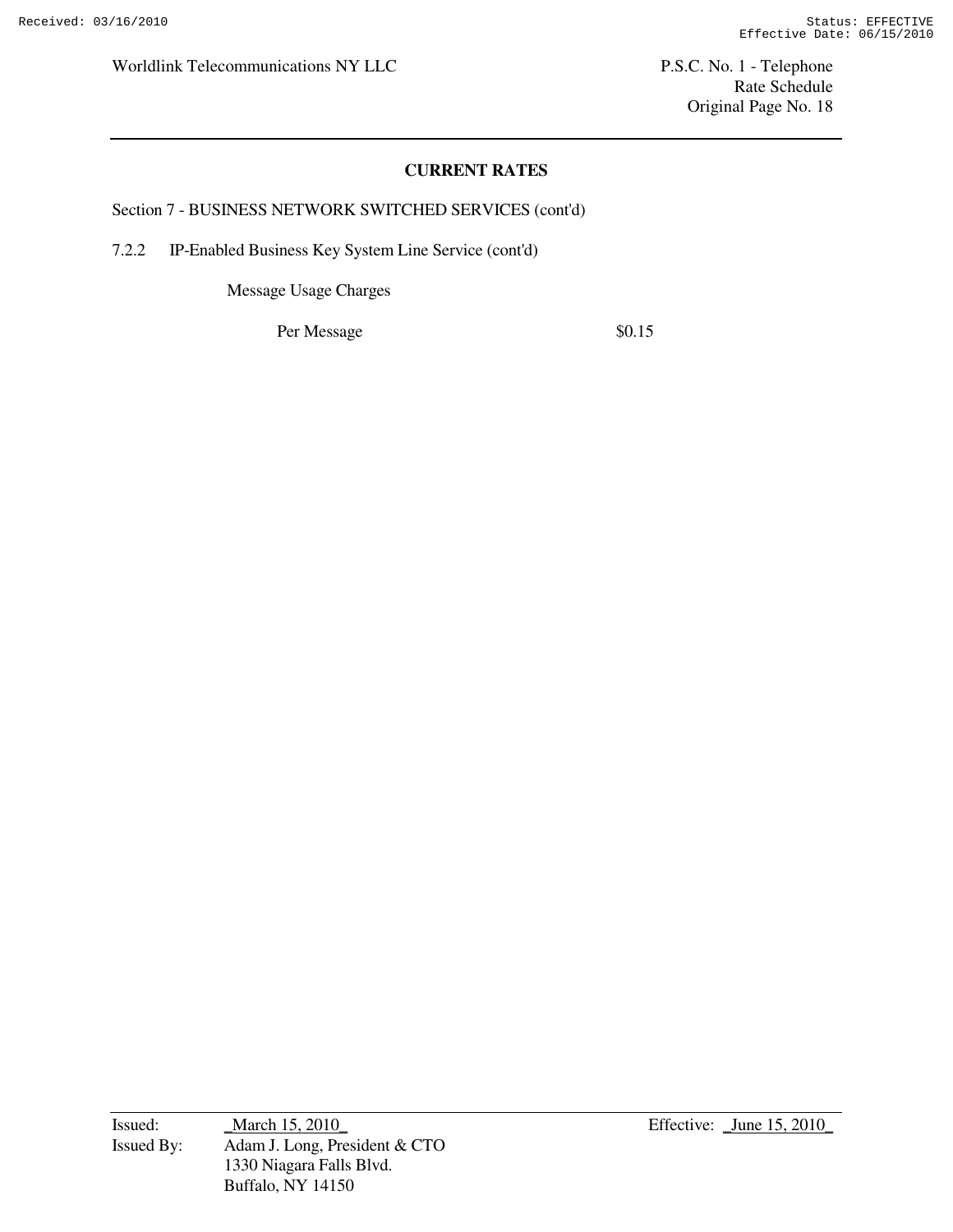## CURRENT RATES

Section 7 - BUSINESS NETWORK SWITCHED SERVICES (cont'd)

7.2.2 IP-Enabled Business Key System Line Service (cont'd)

Message Usage Charges

| | |
|---|---|
| Per Message | $0.15 |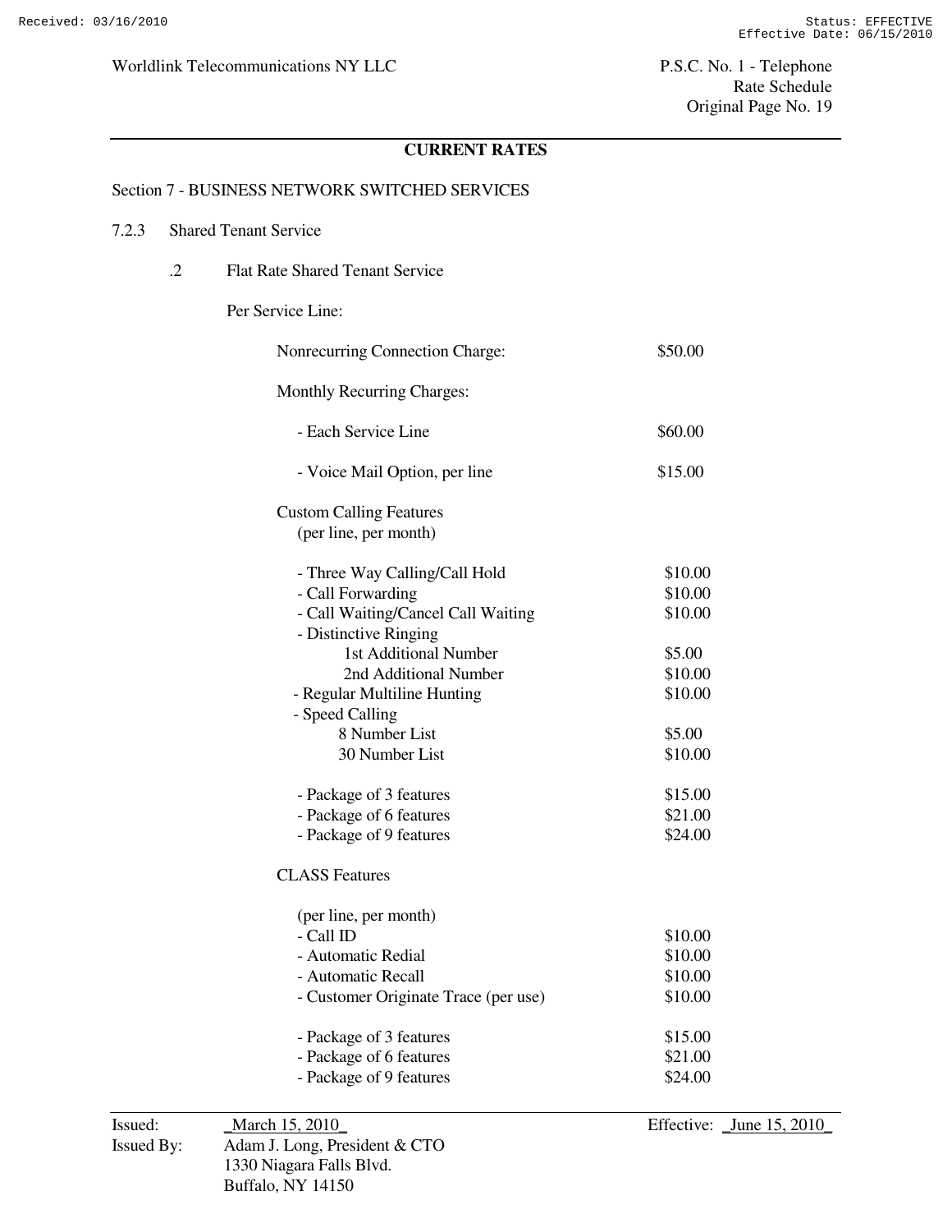Worldlink Telecommunications NY LLC

P.S.C. No. 1 - Telephone
Rate Schedule
Original Page No. 19

## CURRENT RATES

Section 7 - BUSINESS NETWORK SWITCHED SERVICES

7.2.3 Shared Tenant Service

.2 Flat Rate Shared Tenant Service

Per Service Line:

| | |
|---|---|
| Nonrecurring Connection Charge: | $50.00 |
| Monthly Recurring Charges: | |
| - Each Service Line | $60.00 |
| - Voice Mail Option, per line | $15.00 |
| Custom Calling Features (per line, per month) | |
| - Three Way Calling/Call Hold | $10.00 |
| - Call Forwarding | $10.00 |
| - Call Waiting/Cancel Call Waiting | $10.00 |
| - Distinctive Ringing | |
| 1st Additional Number | $5.00 |
| 2nd Additional Number | $10.00 |
| - Regular Multiline Hunting | $10.00 |
| - Speed Calling | |
| 8 Number List | $5.00 |
| 30 Number List | $10.00 |
| - Package of 3 features | $15.00 |
| - Package of 6 features | $21.00 |
| - Package of 9 features | $24.00 |
| CLASS Features | |
| (per line, per month) | |
| - Call ID | $10.00 |
| - Automatic Redial | $10.00 |
| - Automatic Recall | $10.00 |
| - Customer Originate Trace (per use) | $10.00 |
| - Package of 3 features | $15.00 |
| - Package of 6 features | $21.00 |
| - Package of 9 features | $24.00 |

Issued: March 15, 2010
Issued By: Adam J. Long, President & CTO
1330 Niagara Falls Blvd.
Buffalo, NY 14150

Effective: June 15, 2010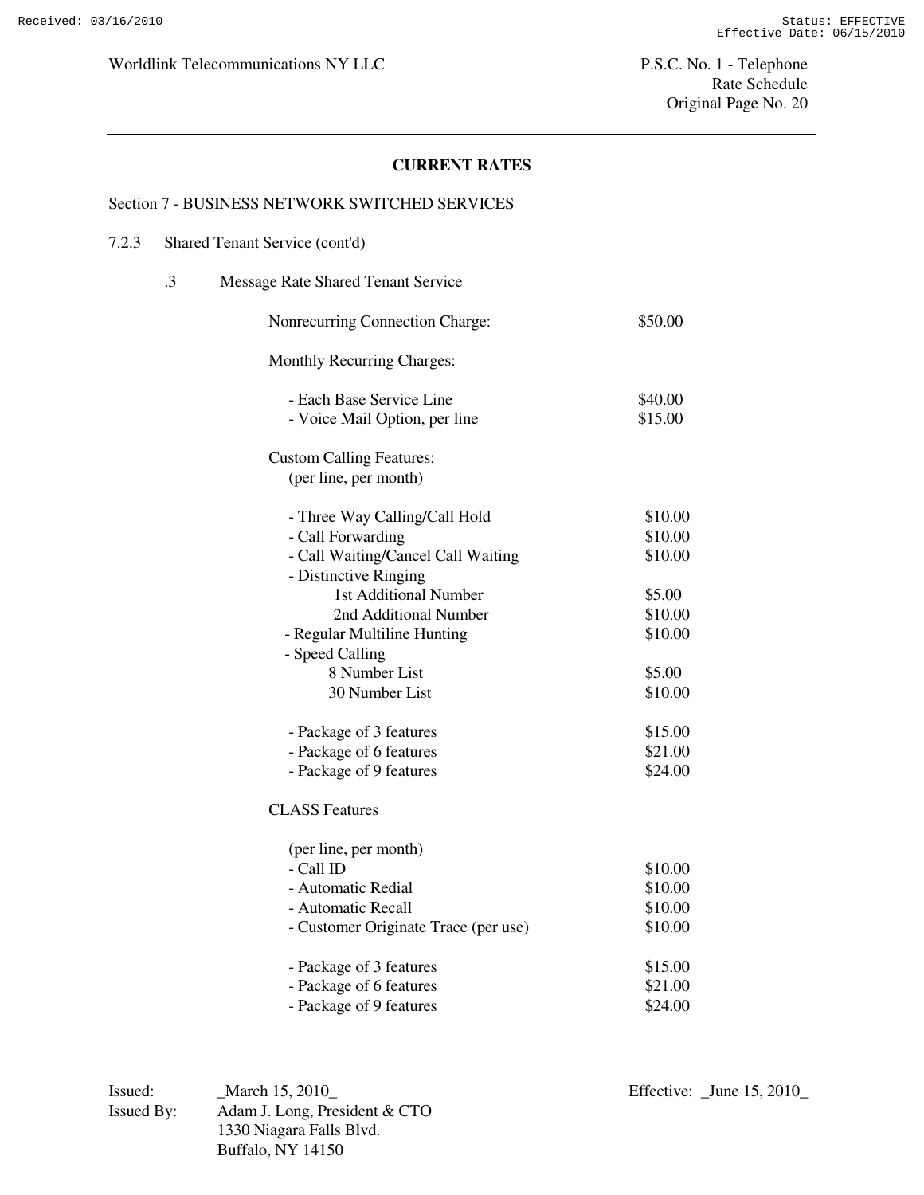**CURRENT RATES**

Section 7 - BUSINESS NETWORK SWITCHED SERVICES

7.2.3 Shared Tenant Service (cont'd)

.3 Message Rate Shared Tenant Service

| | |
|---|---|
| Nonrecurring Connection Charge: | $50.00 |
| Monthly Recurring Charges: | |
| - Each Base Service Line | $40.00 |
| - Voice Mail Option, per line | $15.00 |
| Custom Calling Features: (per line, per month) | |
| - Three Way Calling/Call Hold | $10.00 |
| - Call Forwarding | $10.00 |
| - Call Waiting/Cancel Call Waiting | $10.00 |
| - Distinctive Ringing | |
| 1st Additional Number | $5.00 |
| 2nd Additional Number | $10.00 |
| - Regular Multiline Hunting | $10.00 |
| - Speed Calling | |
| 8 Number List | $5.00 |
| 30 Number List | $10.00 |
| - Package of 3 features | $15.00 |
| - Package of 6 features | $21.00 |
| - Package of 9 features | $24.00 |
| CLASS Features | |
| (per line, per month) | |
| - Call ID | $10.00 |
| - Automatic Redial | $10.00 |
| - Automatic Recall | $10.00 |
| - Customer Originate Trace (per use) | $10.00 |
| - Package of 3 features | $15.00 |
| - Package of 6 features | $21.00 |
| - Package of 9 features | $24.00 |

Issued: March 15, 2010
Effective: June 15, 2010
Issued By: Adam J. Long, President & CTO
1330 Niagara Falls Blvd.
Buffalo, NY 14150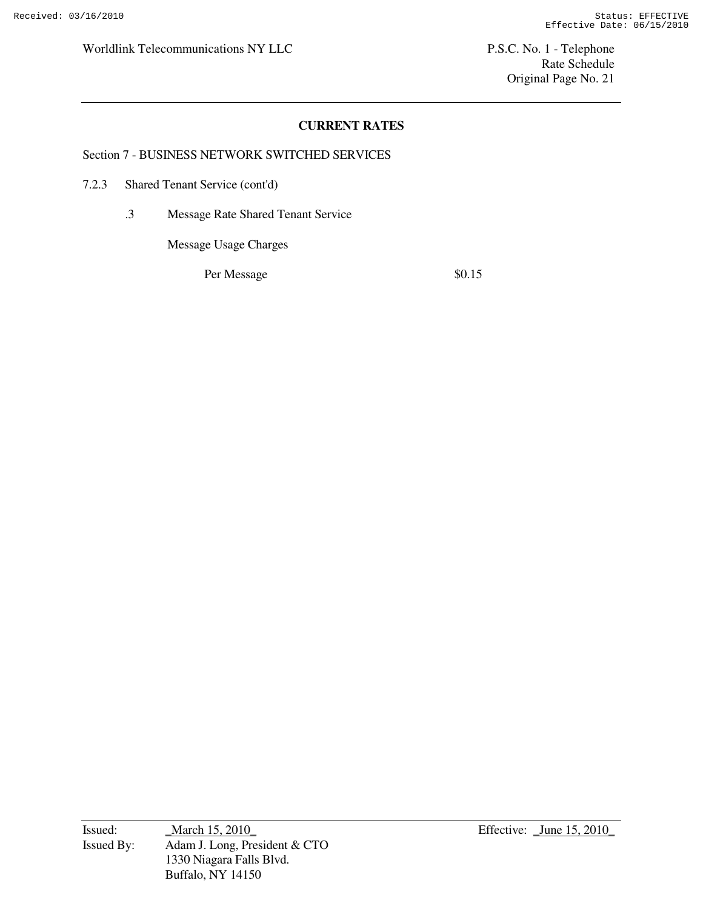## CURRENT RATES

Section 7 - BUSINESS NETWORK SWITCHED SERVICES

7.2.3 Shared Tenant Service (cont'd)

.3 Message Rate Shared Tenant Service

Message Usage Charges

| | |
|---|---|
| Per Message | $0.15 |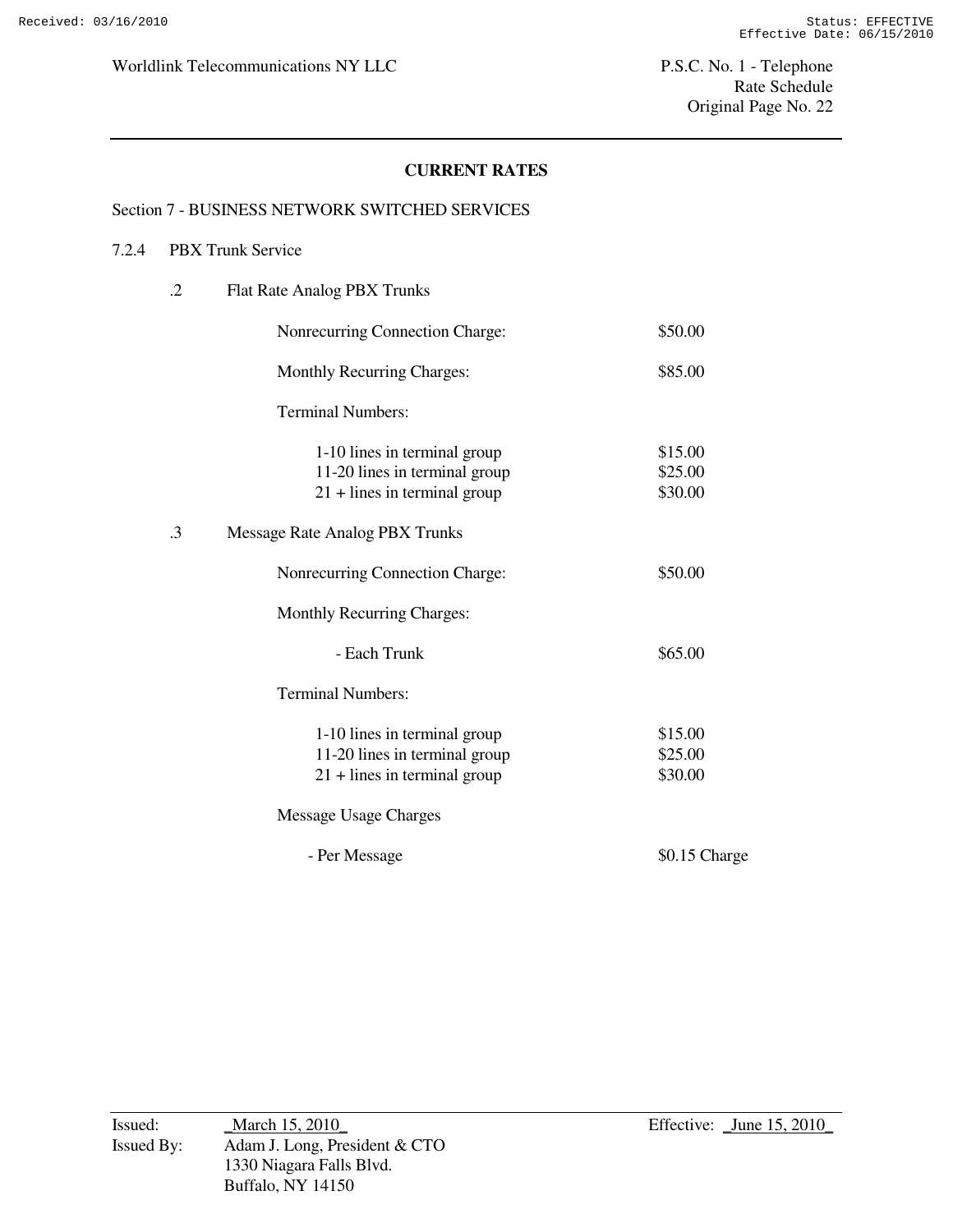## CURRENT RATES

Section 7 - BUSINESS NETWORK SWITCHED SERVICES

7.2.4 PBX Trunk Service

.2 Flat Rate Analog PBX Trunks

| | |
|---|---|
| Nonrecurring Connection Charge: | $50.00 |
| Monthly Recurring Charges: | $85.00 |
| Terminal Numbers: | |
| 1-10 lines in terminal group | $15.00 |
| 11-20 lines in terminal group | $25.00 |
| 21 + lines in terminal group | $30.00 |

.3 Message Rate Analog PBX Trunks

| | |
|---|---|
| Nonrecurring Connection Charge: | $50.00 |
| Monthly Recurring Charges: | |
| - Each Trunk | $65.00 |
| Terminal Numbers: | |
| 1-10 lines in terminal group | $15.00 |
| 11-20 lines in terminal group | $25.00 |
| 21 + lines in terminal group | $30.00 |
| Message Usage Charges | |
| - Per Message | $0.15 Charge |

Issued: _March 15, 2010_  
Issued By: Adam J. Long, President & CTO  
1330 Niagara Falls Blvd.  
Buffalo, NY 14150  

Effective: _June 15, 2010_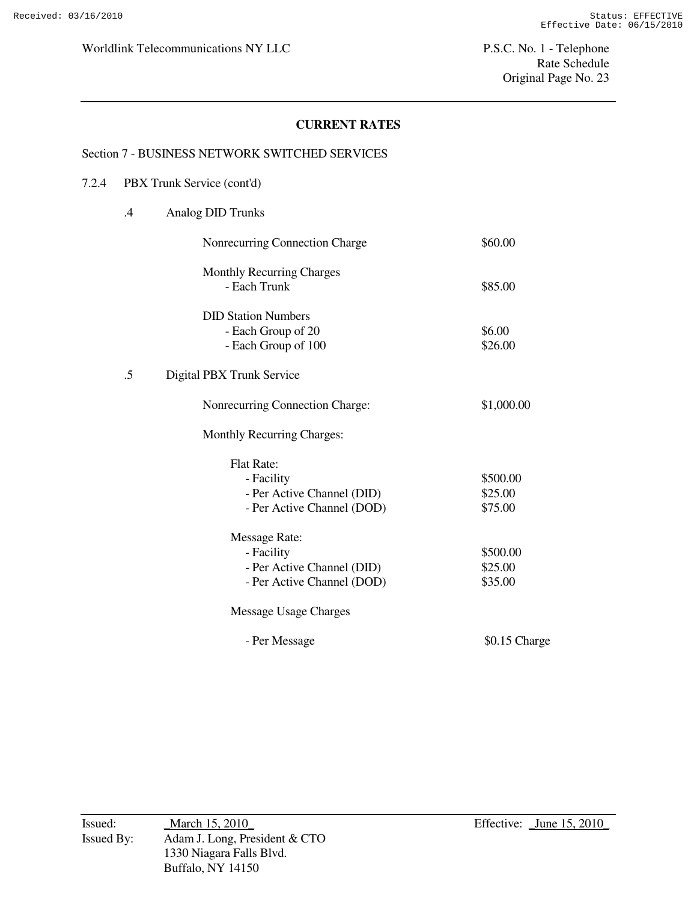## CURRENT RATES

Section 7 - BUSINESS NETWORK SWITCHED SERVICES

7.2.4 PBX Trunk Service (cont'd)

.4 Analog DID Trunks

| | |
|---|---|
| Nonrecurring Connection Charge | $60.00 |
| Monthly Recurring Charges | |
| - Each Trunk | $85.00 |
| DID Station Numbers | |
| - Each Group of 20 | $6.00 |
| - Each Group of 100 | $26.00 |

.5 Digital PBX Trunk Service

| | |
|---|---|
| Nonrecurring Connection Charge: | $1,000.00 |
| Monthly Recurring Charges: | |
| Flat Rate: | |
| - Facility | $500.00 |
| - Per Active Channel (DID) | $25.00 |
| - Per Active Channel (DOD) | $75.00 |
| Message Rate: | |
| - Facility | $500.00 |
| - Per Active Channel (DID) | $25.00 |
| - Per Active Channel (DOD) | $35.00 |
| Message Usage Charges | |
| - Per Message | $0.15 Charge |

Issued: _March 15, 2010_
Issued By: Adam J. Long, President & CTO
1330 Niagara Falls Blvd.
Buffalo, NY 14150

Effective: _June 15, 2010_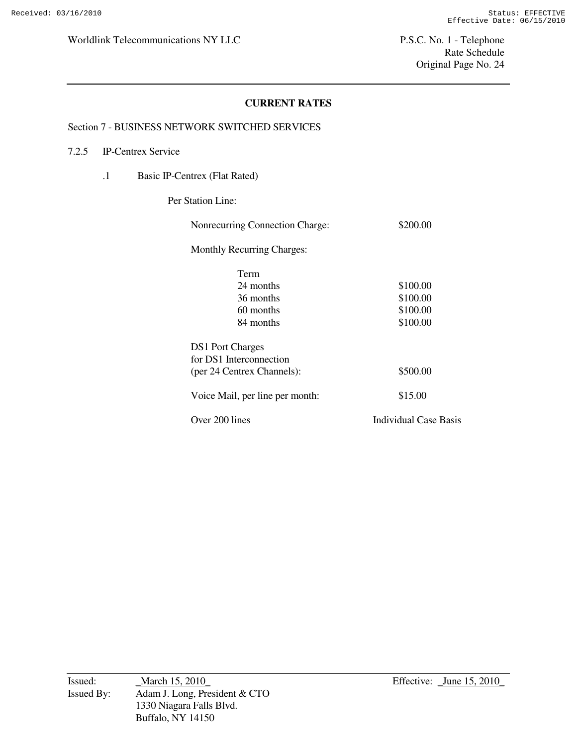## CURRENT RATES

Section 7 - BUSINESS NETWORK SWITCHED SERVICES

7.2.5 IP-Centrex Service

.1 Basic IP-Centrex (Flat Rated)

Per Station Line:

| | |
|---|---|
| Nonrecurring Connection Charge: | $200.00 |
| Monthly Recurring Charges: | |
| Term | |
| 24 months | $100.00 |
| 36 months | $100.00 |
| 60 months | $100.00 |
| 84 months | $100.00 |
| DS1 Port Charges for DS1 Interconnection (per 24 Centrex Channels): | $500.00 |
| Voice Mail, per line per month: | $15.00 |
| Over 200 lines | Individual Case Basis |

Issued: _March 15, 2010_
Effective: _June 15, 2010_
Issued By: Adam J. Long, President & CTO
1330 Niagara Falls Blvd.
Buffalo, NY 14150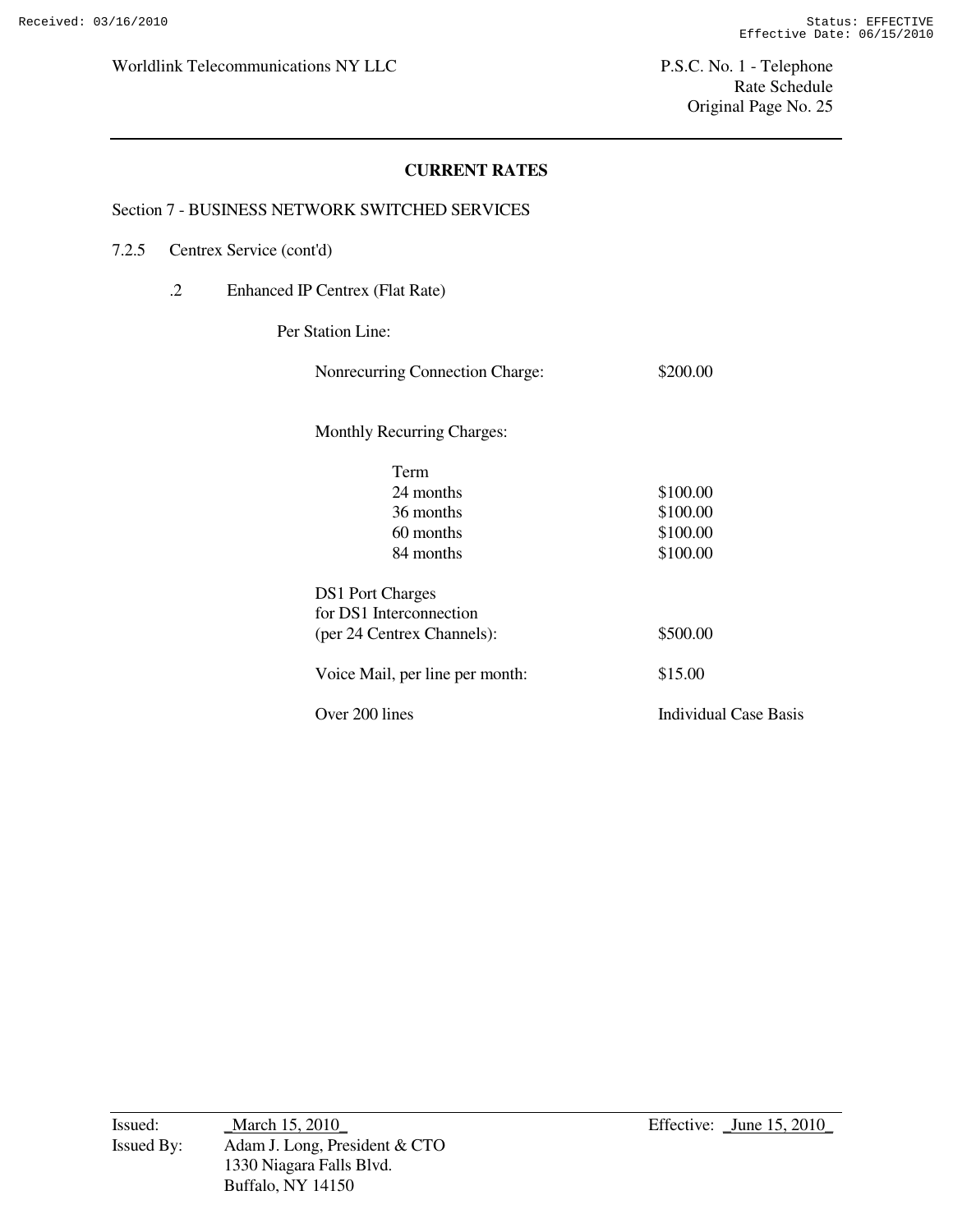## CURRENT RATES

Section 7 - BUSINESS NETWORK SWITCHED SERVICES

7.2.5 Centrex Service (cont'd)

.2 Enhanced IP Centrex (Flat Rate)

Per Station Line:

| | |
|---|---|
| Nonrecurring Connection Charge: | $200.00 |
| Monthly Recurring Charges: | |
| Term | |
| 24 months | $100.00 |
| 36 months | $100.00 |
| 60 months | $100.00 |
| 84 months | $100.00 |
| DS1 Port Charges for DS1 Interconnection (per 24 Centrex Channels): | $500.00 |
| Voice Mail, per line per month: | $15.00 |
| Over 200 lines | Individual Case Basis |

Issued: _March 15, 2010_
Issued By: Adam J. Long, President & CTO
1330 Niagara Falls Blvd.
Buffalo, NY 14150

Effective: _June 15, 2010_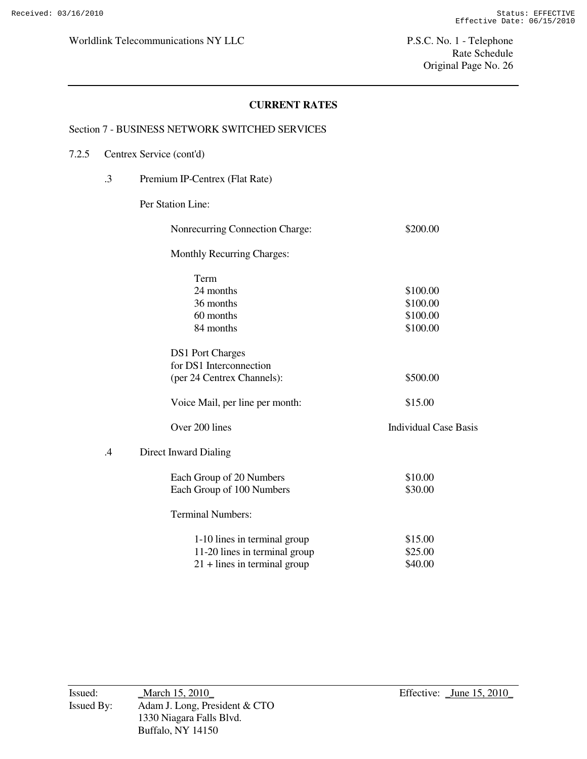## CURRENT RATES

Section 7 - BUSINESS NETWORK SWITCHED SERVICES

7.2.5 Centrex Service (cont'd)

.3 Premium IP-Centrex (Flat Rate)

Per Station Line:

| | |
|---|---|
| Nonrecurring Connection Charge: | $200.00 |
| Monthly Recurring Charges: | |
| Term | |
| 24 months | $100.00 |
| 36 months | $100.00 |
| 60 months | $100.00 |
| 84 months | $100.00 |
| DS1 Port Charges for DS1 Interconnection (per 24 Centrex Channels): | $500.00 |
| Voice Mail, per line per month: | $15.00 |
| Over 200 lines | Individual Case Basis |

.4 Direct Inward Dialing

| | |
|---|---|
| Each Group of 20 Numbers | $10.00 |
| Each Group of 100 Numbers | $30.00 |
| Terminal Numbers: | |
| 1-10 lines in terminal group | $15.00 |
| 11-20 lines in terminal group | $25.00 |
| 21 + lines in terminal group | $40.00 |

Issued: _March 15, 2010_
Issued By: Adam J. Long, President & CTO
1330 Niagara Falls Blvd.
Buffalo, NY 14150

Effective: _June 15, 2010_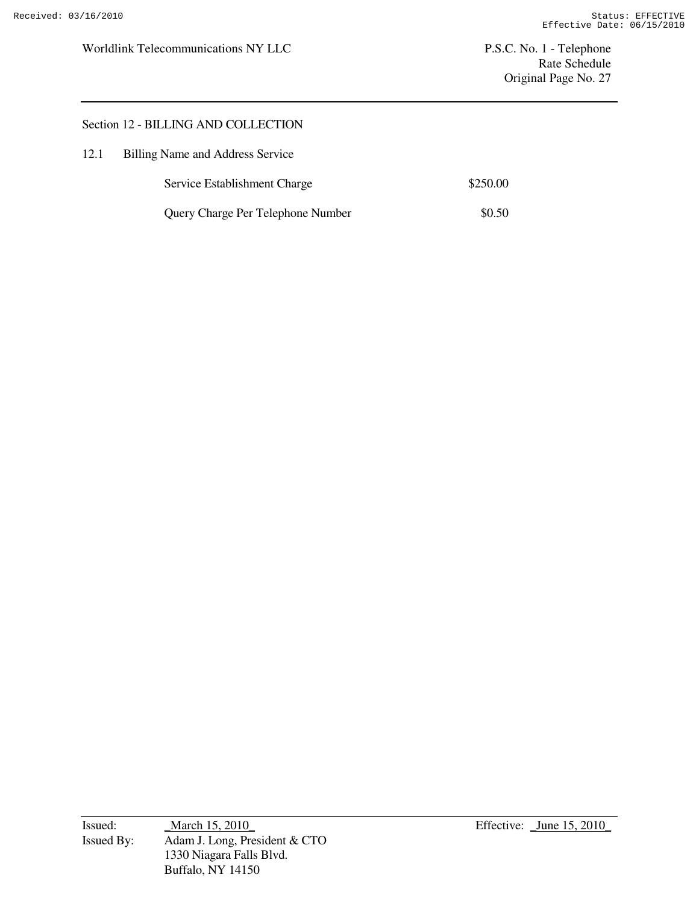## Section 12 - BILLING AND COLLECTION

12.1 Billing Name and Address Service

| | |
|---|---|
| Service Establishment Charge | $250.00 |
| Query Charge Per Telephone Number | $0.50 |